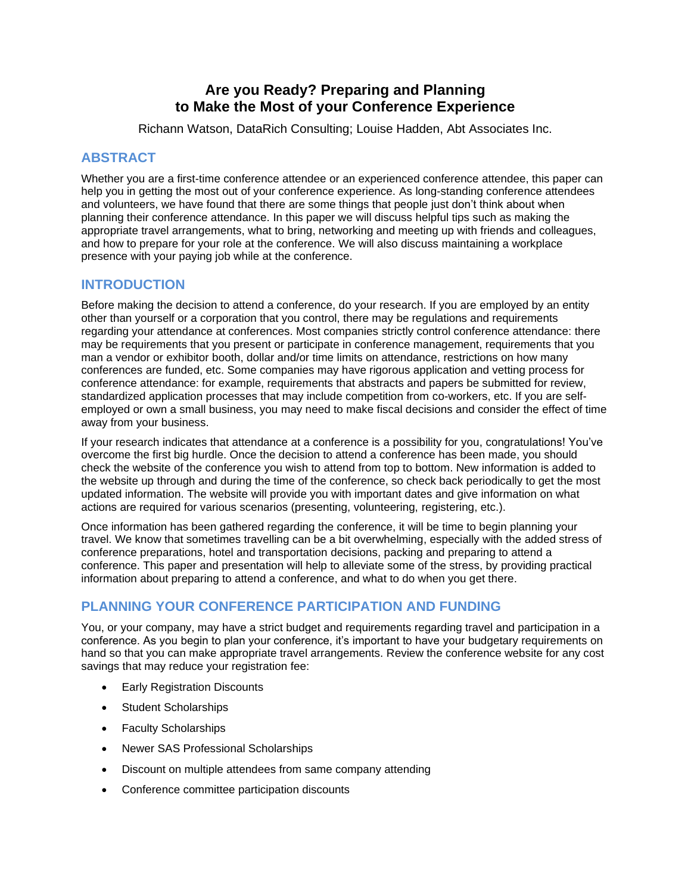# Are you Ready? Preparing and Planning to Make the Most of your Conference Experience

Richann Watson, DataRich Consulting; Louise Hadden, Abt Associates Inc.

## ABSTRACT

Whether you are a first-time conference attendee or an experienced conference attendee, this paper can help you in getting the most out of your conference experience. As long-standing conference attendees and volunteers, we have found that there are some things that people just don't think about when planning their conference attendance. In this paper we will discuss helpful tips such as making the appropriate travel arrangements, what to bring, networking and meeting up with friends and colleagues, and how to prepare for your role at the conference. We will also discuss maintaining a workplace presence with your paying job while at the conference.

## INTRODUCTION

Before making the decision to attend a conference, do your research. If you are employed by an entity other than yourself or a corporation that you control, there may be regulations and requirements regarding your attendance at conferences. Most companies strictly control conference attendance: there may be requirements that you present or participate in conference management, requirements that you man a vendor or exhibitor booth, dollar and/or time limits on attendance, restrictions on how many conferences are funded, etc. Some companies may have rigorous application and vetting process for conference attendance: for example, requirements that abstracts and papers be submitted for review, standardized application processes that may include competition from co-workers, etc. If you are self-employed or own a small business, you may need to make fiscal decisions and consider the effect of time away from your business.

If your research indicates that attendance at a conference is a possibility for you, congratulations! You've overcome the first big hurdle. Once the decision to attend a conference has been made, you should check the website of the conference you wish to attend from top to bottom. New information is added to the website up through and during the time of the conference, so check back periodically to get the most updated information. The website will provide you with important dates and give information on what actions are required for various scenarios (presenting, volunteering, registering, etc.).

Once information has been gathered regarding the conference, it will be time to begin planning your travel. We know that sometimes travelling can be a bit overwhelming, especially with the added stress of conference preparations, hotel and transportation decisions, packing and preparing to attend a conference. This paper and presentation will help to alleviate some of the stress, by providing practical information about preparing to attend a conference, and what to do when you get there.

## PLANNING YOUR CONFERENCE PARTICIPATION AND FUNDING

You, or your company, may have a strict budget and requirements regarding travel and participation in a conference. As you begin to plan your conference, it's important to have your budgetary requirements on hand so that you can make appropriate travel arrangements. Review the conference website for any cost savings that may reduce your registration fee:

- Early Registration Discounts
- Student Scholarships
- Faculty Scholarships
- Newer SAS Professional Scholarships
- Discount on multiple attendees from same company attending
- Conference committee participation discounts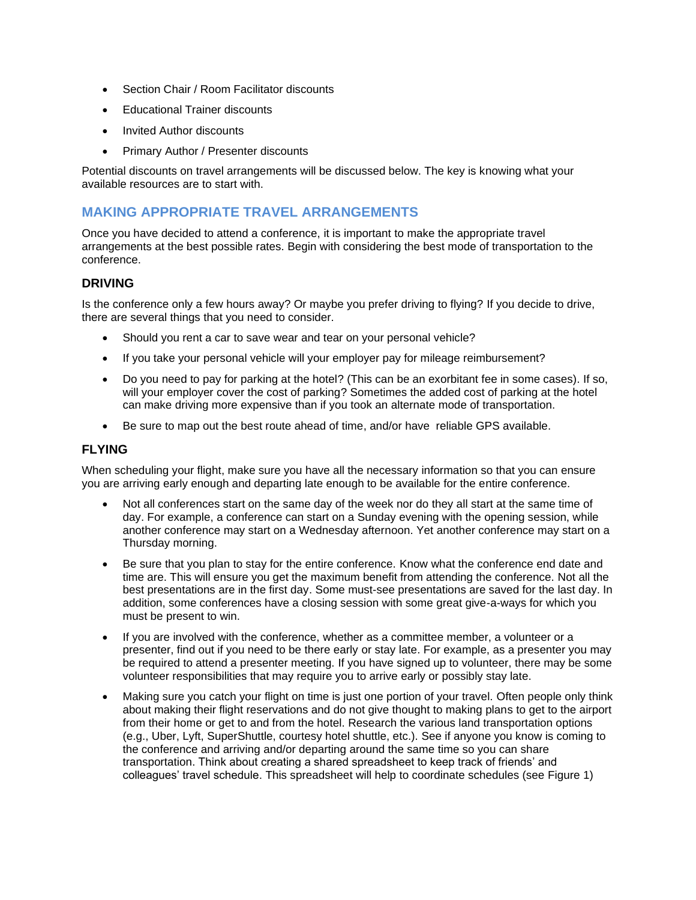- Section Chair / Room Facilitator discounts
- Educational Trainer discounts
- Invited Author discounts
- Primary Author / Presenter discounts

Potential discounts on travel arrangements will be discussed below. The key is knowing what your available resources are to start with.

## MAKING APPROPRIATE TRAVEL ARRANGEMENTS

Once you have decided to attend a conference, it is important to make the appropriate travel arrangements at the best possible rates. Begin with considering the best mode of transportation to the conference.

### DRIVING

Is the conference only a few hours away? Or maybe you prefer driving to flying? If you decide to drive, there are several things that you need to consider.

- Should you rent a car to save wear and tear on your personal vehicle?
- If you take your personal vehicle will your employer pay for mileage reimbursement?
- Do you need to pay for parking at the hotel? (This can be an exorbitant fee in some cases). If so, will your employer cover the cost of parking? Sometimes the added cost of parking at the hotel can make driving more expensive than if you took an alternate mode of transportation.
- Be sure to map out the best route ahead of time, and/or have reliable GPS available.

### FLYING

When scheduling your flight, make sure you have all the necessary information so that you can ensure you are arriving early enough and departing late enough to be available for the entire conference.

- Not all conferences start on the same day of the week nor do they all start at the same time of day. For example, a conference can start on a Sunday evening with the opening session, while another conference may start on a Wednesday afternoon. Yet another conference may start on a Thursday morning.
- Be sure that you plan to stay for the entire conference. Know what the conference end date and time are. This will ensure you get the maximum benefit from attending the conference. Not all the best presentations are in the first day. Some must-see presentations are saved for the last day. In addition, some conferences have a closing session with some great give-a-ways for which you must be present to win.
- If you are involved with the conference, whether as a committee member, a volunteer or a presenter, find out if you need to be there early or stay late. For example, as a presenter you may be required to attend a presenter meeting. If you have signed up to volunteer, there may be some volunteer responsibilities that may require you to arrive early or possibly stay late.
- Making sure you catch your flight on time is just one portion of your travel. Often people only think about making their flight reservations and do not give thought to making plans to get to the airport from their home or get to and from the hotel. Research the various land transportation options (e.g., Uber, Lyft, SuperShuttle, courtesy hotel shuttle, etc.). See if anyone you know is coming to the conference and arriving and/or departing around the same time so you can share transportation. Think about creating a shared spreadsheet to keep track of friends' and colleagues' travel schedule. This spreadsheet will help to coordinate schedules (see Figure 1)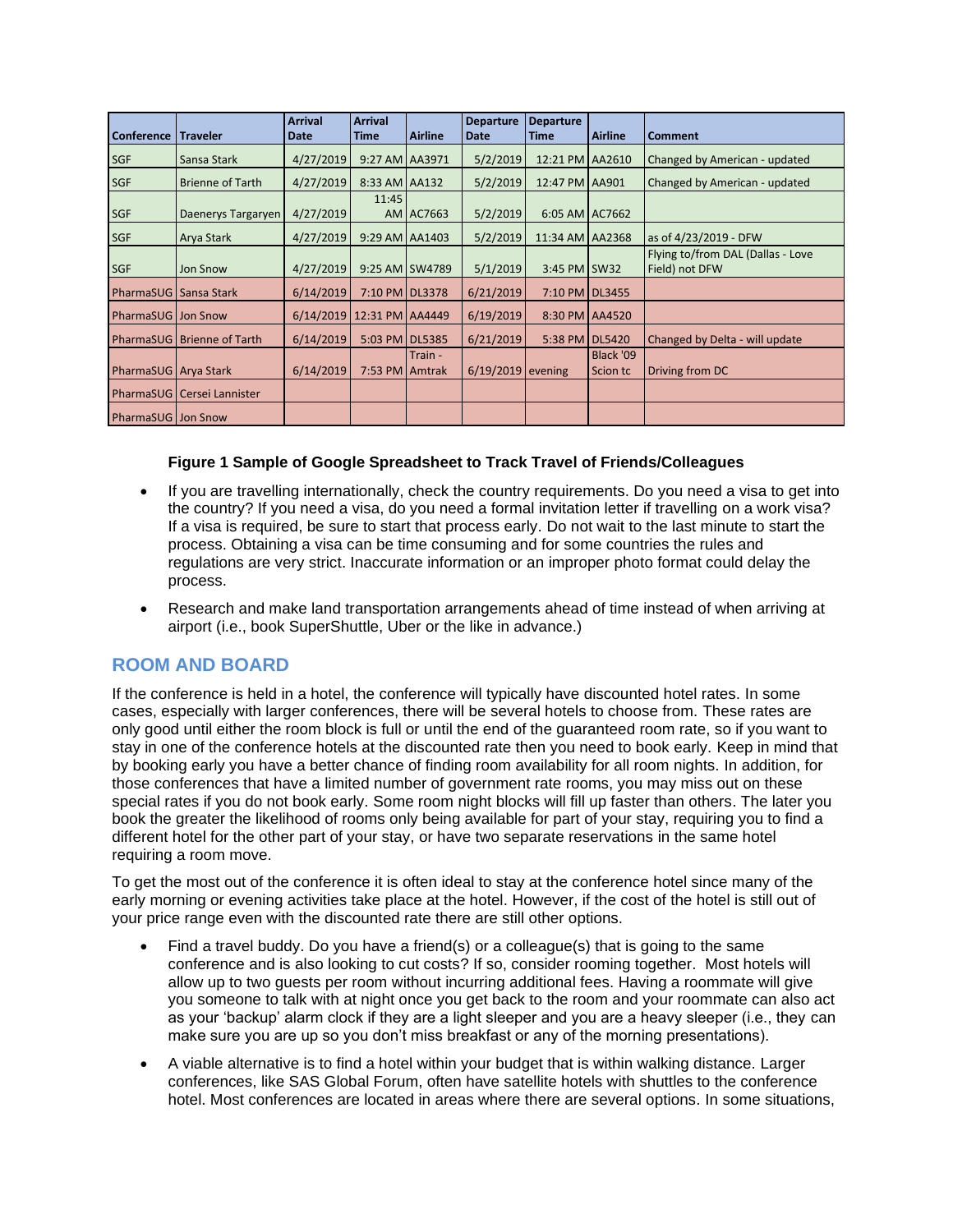| Conference | Traveler | Arrival Date | Arrival Time | Airline | Departure Date | Departure Time | Airline | Comment |
|---|---|---|---|---|---|---|---|---|
| SGF | Sansa Stark | 4/27/2019 | 9:27 AM | AA3971 | 5/2/2019 | 12:21 PM | AA2610 | Changed by American - updated |
| SGF | Brienne of Tarth | 4/27/2019 | 8:33 AM | AA132 | 5/2/2019 | 12:47 PM | AA901 | Changed by American - updated |
| SGF | Daenerys Targaryen | 4/27/2019 | 11:45 AM | AC7663 | 5/2/2019 | 6:05 AM | AC7662 | |
| SGF | Arya Stark | 4/27/2019 | 9:29 AM | AA1403 | 5/2/2019 | 11:34 AM | AA2368 | as of 4/23/2019 - DFW |
| SGF | Jon Snow | 4/27/2019 | 9:25 AM | SW4789 | 5/1/2019 | 3:45 PM | SW32 | Flying to/from DAL (Dallas - Love Field) not DFW |
| PharmaSUG | Sansa Stark | 6/14/2019 | 7:10 PM | DL3378 | 6/21/2019 | 7:10 PM | DL3455 | |
| PharmaSUG | Jon Snow | 6/14/2019 | 12:31 PM | AA4449 | 6/19/2019 | 8:30 PM | AA4520 | |
| PharmaSUG | Brienne of Tarth | 6/14/2019 | 5:03 PM | DL5385 | 6/21/2019 | 5:38 PM | DL5420 | Changed by Delta - will update |
| PharmaSUG | Arya Stark | 6/14/2019 | 7:53 PM | Train - Amtrak | 6/19/2019 | evening | Black '09 Scion tc | Driving from DC |
| PharmaSUG | Cersei Lannister | | | | | | | |
| PharmaSUG | Jon Snow | | | | | | | |

**Figure 1 Sample of Google Spreadsheet to Track Travel of Friends/Colleagues**

- If you are travelling internationally, check the country requirements. Do you need a visa to get into the country? If you need a visa, do you need a formal invitation letter if travelling on a work visa? If a visa is required, be sure to start that process early. Do not wait to the last minute to start the process. Obtaining a visa can be time consuming and for some countries the rules and regulations are very strict. Inaccurate information or an improper photo format could delay the process.
- Research and make land transportation arrangements ahead of time instead of when arriving at airport (i.e., book SuperShuttle, Uber or the like in advance.)

## ROOM AND BOARD

If the conference is held in a hotel, the conference will typically have discounted hotel rates. In some cases, especially with larger conferences, there will be several hotels to choose from. These rates are only good until either the room block is full or until the end of the guaranteed room rate, so if you want to stay in one of the conference hotels at the discounted rate then you need to book early. Keep in mind that by booking early you have a better chance of finding room availability for all room nights. In addition, for those conferences that have a limited number of government rate rooms, you may miss out on these special rates if you do not book early. Some room night blocks will fill up faster than others. The later you book the greater the likelihood of rooms only being available for part of your stay, requiring you to find a different hotel for the other part of your stay, or have two separate reservations in the same hotel requiring a room move.

To get the most out of the conference it is often ideal to stay at the conference hotel since many of the early morning or evening activities take place at the hotel. However, if the cost of the hotel is still out of your price range even with the discounted rate there are still other options.

- Find a travel buddy. Do you have a friend(s) or a colleague(s) that is going to the same conference and is also looking to cut costs? If so, consider rooming together. Most hotels will allow up to two guests per room without incurring additional fees. Having a roommate will give you someone to talk with at night once you get back to the room and your roommate can also act as your 'backup' alarm clock if they are a light sleeper and you are a heavy sleeper (i.e., they can make sure you are up so you don't miss breakfast or any of the morning presentations).
- A viable alternative is to find a hotel within your budget that is within walking distance. Larger conferences, like SAS Global Forum, often have satellite hotels with shuttles to the conference hotel. Most conferences are located in areas where there are several options. In some situations,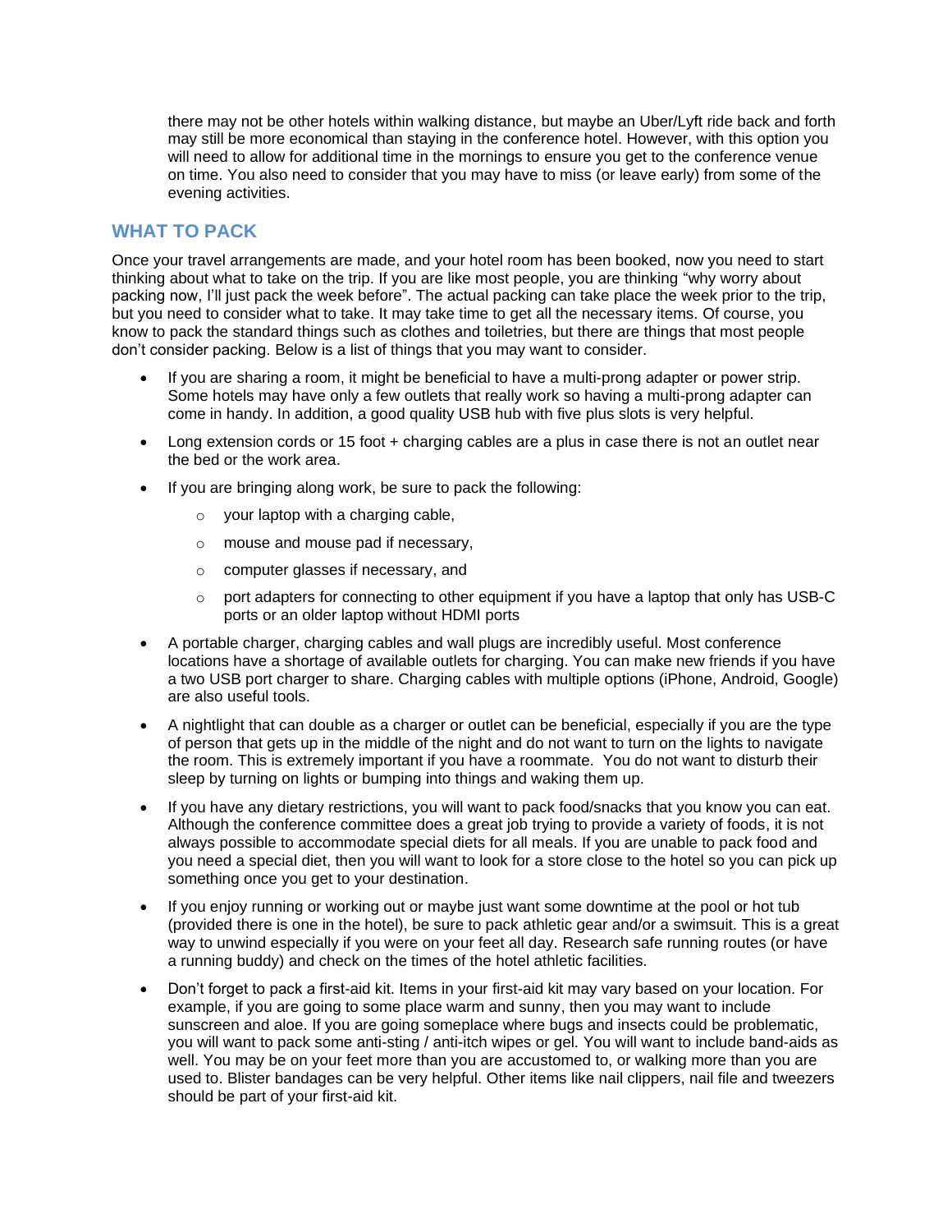there may not be other hotels within walking distance, but maybe an Uber/Lyft ride back and forth may still be more economical than staying in the conference hotel. However, with this option you will need to allow for additional time in the mornings to ensure you get to the conference venue on time. You also need to consider that you may have to miss (or leave early) from some of the evening activities.

## WHAT TO PACK

Once your travel arrangements are made, and your hotel room has been booked, now you need to start thinking about what to take on the trip. If you are like most people, you are thinking "why worry about packing now, I'll just pack the week before". The actual packing can take place the week prior to the trip, but you need to consider what to take. It may take time to get all the necessary items. Of course, you know to pack the standard things such as clothes and toiletries, but there are things that most people don't consider packing. Below is a list of things that you may want to consider.

- If you are sharing a room, it might be beneficial to have a multi-prong adapter or power strip. Some hotels may have only a few outlets that really work so having a multi-prong adapter can come in handy. In addition, a good quality USB hub with five plus slots is very helpful.
- Long extension cords or 15 foot + charging cables are a plus in case there is not an outlet near the bed or the work area.
- If you are bringing along work, be sure to pack the following:
    - your laptop with a charging cable,
    - mouse and mouse pad if necessary,
    - computer glasses if necessary, and
    - port adapters for connecting to other equipment if you have a laptop that only has USB-C ports or an older laptop without HDMI ports
- A portable charger, charging cables and wall plugs are incredibly useful. Most conference locations have a shortage of available outlets for charging. You can make new friends if you have a two USB port charger to share. Charging cables with multiple options (iPhone, Android, Google) are also useful tools.
- A nightlight that can double as a charger or outlet can be beneficial, especially if you are the type of person that gets up in the middle of the night and do not want to turn on the lights to navigate the room. This is extremely important if you have a roommate. You do not want to disturb their sleep by turning on lights or bumping into things and waking them up.
- If you have any dietary restrictions, you will want to pack food/snacks that you know you can eat. Although the conference committee does a great job trying to provide a variety of foods, it is not always possible to accommodate special diets for all meals. If you are unable to pack food and you need a special diet, then you will want to look for a store close to the hotel so you can pick up something once you get to your destination.
- If you enjoy running or working out or maybe just want some downtime at the pool or hot tub (provided there is one in the hotel), be sure to pack athletic gear and/or a swimsuit. This is a great way to unwind especially if you were on your feet all day. Research safe running routes (or have a running buddy) and check on the times of the hotel athletic facilities.
- Don't forget to pack a first-aid kit. Items in your first-aid kit may vary based on your location. For example, if you are going to some place warm and sunny, then you may want to include sunscreen and aloe. If you are going someplace where bugs and insects could be problematic, you will want to pack some anti-sting / anti-itch wipes or gel. You will want to include band-aids as well. You may be on your feet more than you are accustomed to, or walking more than you are used to. Blister bandages can be very helpful. Other items like nail clippers, nail file and tweezers should be part of your first-aid kit.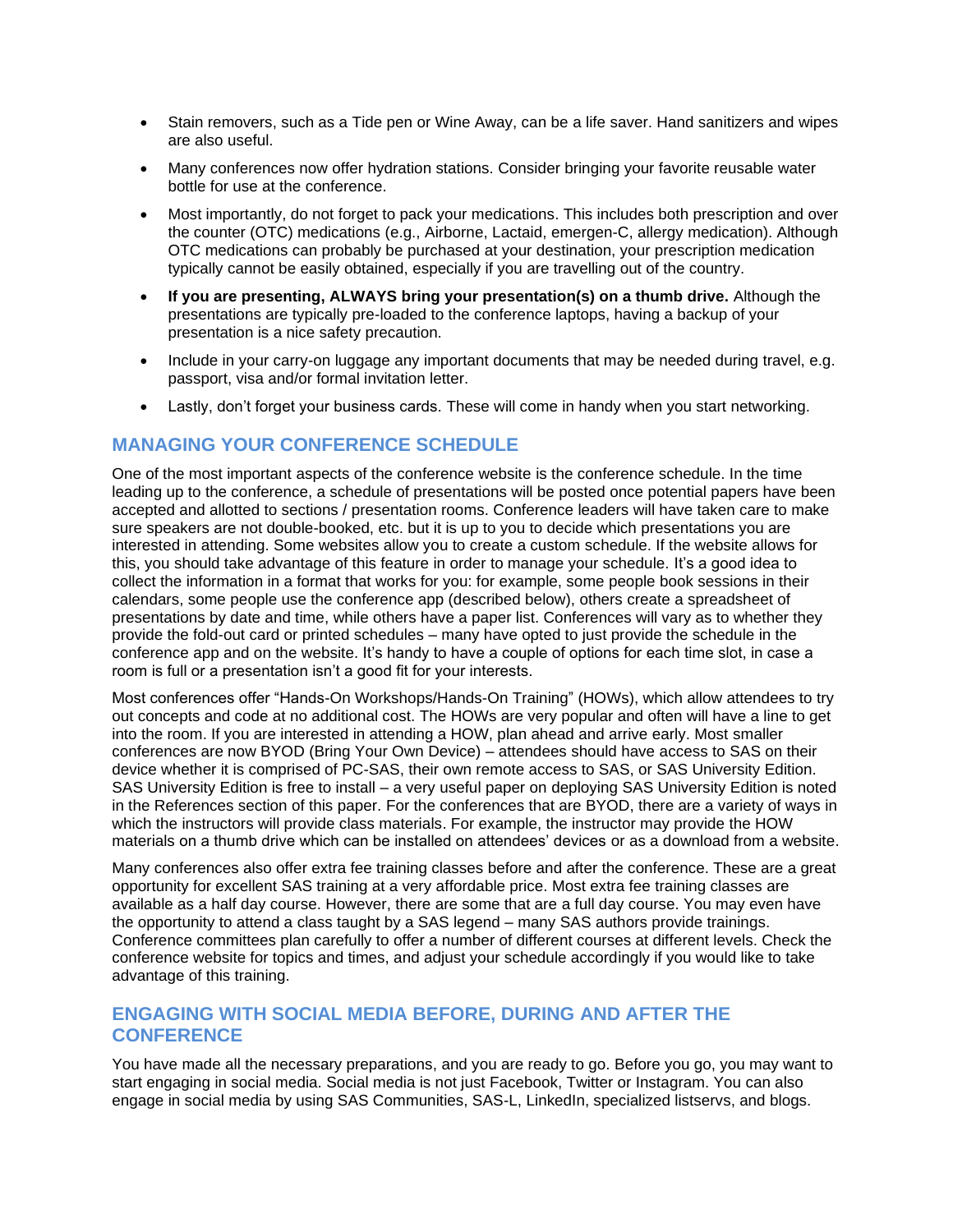- Stain removers, such as a Tide pen or Wine Away, can be a life saver. Hand sanitizers and wipes are also useful.
- Many conferences now offer hydration stations. Consider bringing your favorite reusable water bottle for use at the conference.
- Most importantly, do not forget to pack your medications. This includes both prescription and over the counter (OTC) medications (e.g., Airborne, Lactaid, emergen-C, allergy medication). Although OTC medications can probably be purchased at your destination, your prescription medication typically cannot be easily obtained, especially if you are travelling out of the country.
- **If you are presenting, ALWAYS bring your presentation(s) on a thumb drive.** Although the presentations are typically pre-loaded to the conference laptops, having a backup of your presentation is a nice safety precaution.
- Include in your carry-on luggage any important documents that may be needed during travel, e.g. passport, visa and/or formal invitation letter.
- Lastly, don't forget your business cards. These will come in handy when you start networking.

## MANAGING YOUR CONFERENCE SCHEDULE

One of the most important aspects of the conference website is the conference schedule. In the time leading up to the conference, a schedule of presentations will be posted once potential papers have been accepted and allotted to sections / presentation rooms. Conference leaders will have taken care to make sure speakers are not double-booked, etc. but it is up to you to decide which presentations you are interested in attending. Some websites allow you to create a custom schedule. If the website allows for this, you should take advantage of this feature in order to manage your schedule. It's a good idea to collect the information in a format that works for you: for example, some people book sessions in their calendars, some people use the conference app (described below), others create a spreadsheet of presentations by date and time, while others have a paper list. Conferences will vary as to whether they provide the fold-out card or printed schedules – many have opted to just provide the schedule in the conference app and on the website. It's handy to have a couple of options for each time slot, in case a room is full or a presentation isn't a good fit for your interests.

Most conferences offer "Hands-On Workshops/Hands-On Training" (HOWs), which allow attendees to try out concepts and code at no additional cost. The HOWs are very popular and often will have a line to get into the room. If you are interested in attending a HOW, plan ahead and arrive early. Most smaller conferences are now BYOD (Bring Your Own Device) – attendees should have access to SAS on their device whether it is comprised of PC-SAS, their own remote access to SAS, or SAS University Edition. SAS University Edition is free to install – a very useful paper on deploying SAS University Edition is noted in the References section of this paper. For the conferences that are BYOD, there are a variety of ways in which the instructors will provide class materials. For example, the instructor may provide the HOW materials on a thumb drive which can be installed on attendees' devices or as a download from a website.

Many conferences also offer extra fee training classes before and after the conference. These are a great opportunity for excellent SAS training at a very affordable price. Most extra fee training classes are available as a half day course. However, there are some that are a full day course. You may even have the opportunity to attend a class taught by a SAS legend – many SAS authors provide trainings. Conference committees plan carefully to offer a number of different courses at different levels. Check the conference website for topics and times, and adjust your schedule accordingly if you would like to take advantage of this training.

## ENGAGING WITH SOCIAL MEDIA BEFORE, DURING AND AFTER THE CONFERENCE

You have made all the necessary preparations, and you are ready to go. Before you go, you may want to start engaging in social media. Social media is not just Facebook, Twitter or Instagram. You can also engage in social media by using SAS Communities, SAS-L, LinkedIn, specialized listservs, and blogs.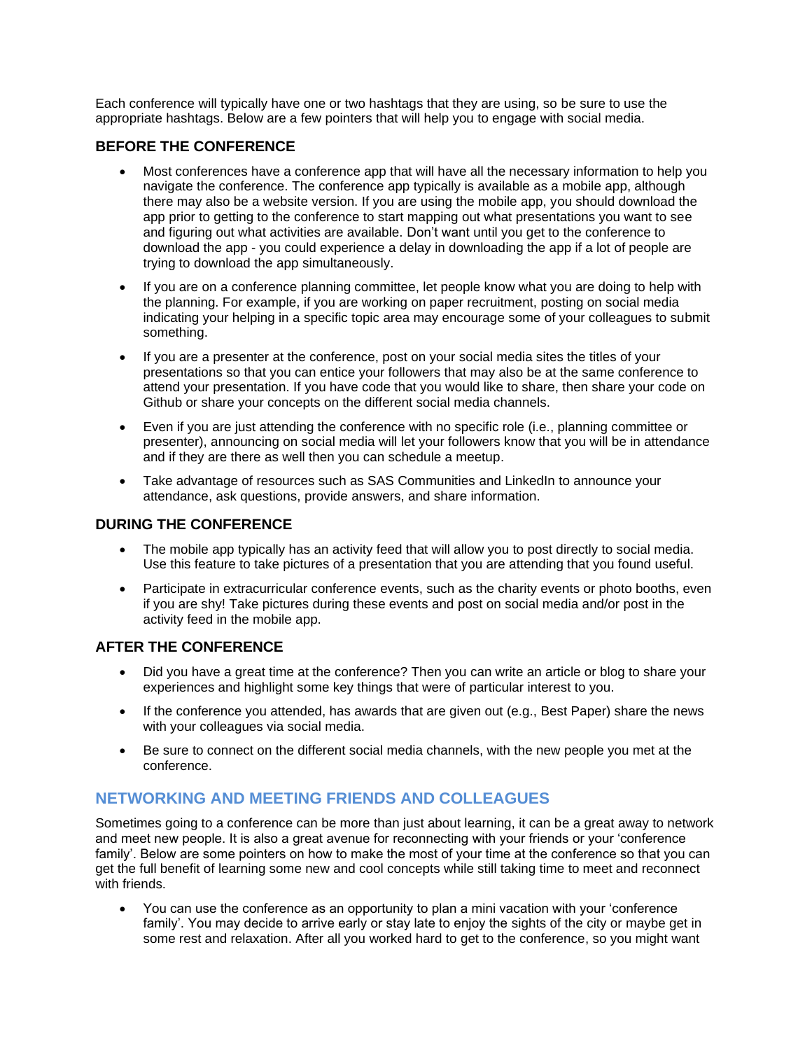Each conference will typically have one or two hashtags that they are using, so be sure to use the appropriate hashtags. Below are a few pointers that will help you to engage with social media.

### BEFORE THE CONFERENCE

- Most conferences have a conference app that will have all the necessary information to help you navigate the conference. The conference app typically is available as a mobile app, although there may also be a website version. If you are using the mobile app, you should download the app prior to getting to the conference to start mapping out what presentations you want to see and figuring out what activities are available. Don't want until you get to the conference to download the app - you could experience a delay in downloading the app if a lot of people are trying to download the app simultaneously.

- If you are on a conference planning committee, let people know what you are doing to help with the planning. For example, if you are working on paper recruitment, posting on social media indicating your helping in a specific topic area may encourage some of your colleagues to submit something.

- If you are a presenter at the conference, post on your social media sites the titles of your presentations so that you can entice your followers that may also be at the same conference to attend your presentation. If you have code that you would like to share, then share your code on Github or share your concepts on the different social media channels.

- Even if you are just attending the conference with no specific role (i.e., planning committee or presenter), announcing on social media will let your followers know that you will be in attendance and if they are there as well then you can schedule a meetup.

- Take advantage of resources such as SAS Communities and LinkedIn to announce your attendance, ask questions, provide answers, and share information.

### DURING THE CONFERENCE

- The mobile app typically has an activity feed that will allow you to post directly to social media. Use this feature to take pictures of a presentation that you are attending that you found useful.

- Participate in extracurricular conference events, such as the charity events or photo booths, even if you are shy! Take pictures during these events and post on social media and/or post in the activity feed in the mobile app.

### AFTER THE CONFERENCE

- Did you have a great time at the conference? Then you can write an article or blog to share your experiences and highlight some key things that were of particular interest to you.

- If the conference you attended, has awards that are given out (e.g., Best Paper) share the news with your colleagues via social media.

- Be sure to connect on the different social media channels, with the new people you met at the conference.

## NETWORKING AND MEETING FRIENDS AND COLLEAGUES

Sometimes going to a conference can be more than just about learning, it can be a great away to network and meet new people. It is also a great avenue for reconnecting with your friends or your 'conference family'. Below are some pointers on how to make the most of your time at the conference so that you can get the full benefit of learning some new and cool concepts while still taking time to meet and reconnect with friends.

- You can use the conference as an opportunity to plan a mini vacation with your 'conference family'. You may decide to arrive early or stay late to enjoy the sights of the city or maybe get in some rest and relaxation. After all you worked hard to get to the conference, so you might want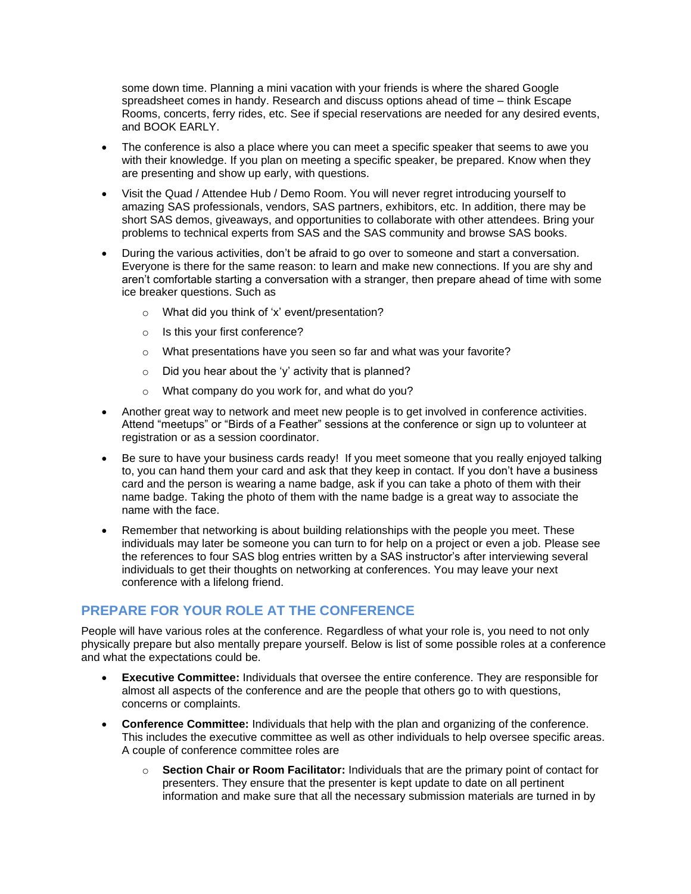some down time. Planning a mini vacation with your friends is where the shared Google spreadsheet comes in handy. Research and discuss options ahead of time – think Escape Rooms, concerts, ferry rides, etc. See if special reservations are needed for any desired events, and BOOK EARLY.

- The conference is also a place where you can meet a specific speaker that seems to awe you with their knowledge. If you plan on meeting a specific speaker, be prepared. Know when they are presenting and show up early, with questions.
- Visit the Quad / Attendee Hub / Demo Room. You will never regret introducing yourself to amazing SAS professionals, vendors, SAS partners, exhibitors, etc. In addition, there may be short SAS demos, giveaways, and opportunities to collaborate with other attendees. Bring your problems to technical experts from SAS and the SAS community and browse SAS books.
- During the various activities, don't be afraid to go over to someone and start a conversation. Everyone is there for the same reason: to learn and make new connections. If you are shy and aren't comfortable starting a conversation with a stranger, then prepare ahead of time with some ice breaker questions. Such as
    - What did you think of 'x' event/presentation?
    - Is this your first conference?
    - What presentations have you seen so far and what was your favorite?
    - Did you hear about the 'y' activity that is planned?
    - What company do you work for, and what do you?
- Another great way to network and meet new people is to get involved in conference activities. Attend "meetups" or "Birds of a Feather" sessions at the conference or sign up to volunteer at registration or as a session coordinator.
- Be sure to have your business cards ready! If you meet someone that you really enjoyed talking to, you can hand them your card and ask that they keep in contact. If you don't have a business card and the person is wearing a name badge, ask if you can take a photo of them with their name badge. Taking the photo of them with the name badge is a great way to associate the name with the face.
- Remember that networking is about building relationships with the people you meet. These individuals may later be someone you can turn to for help on a project or even a job. Please see the references to four SAS blog entries written by a SAS instructor's after interviewing several individuals to get their thoughts on networking at conferences. You may leave your next conference with a lifelong friend.

## PREPARE FOR YOUR ROLE AT THE CONFERENCE

People will have various roles at the conference. Regardless of what your role is, you need to not only physically prepare but also mentally prepare yourself. Below is list of some possible roles at a conference and what the expectations could be.

- **Executive Committee:** Individuals that oversee the entire conference. They are responsible for almost all aspects of the conference and are the people that others go to with questions, concerns or complaints.
- **Conference Committee:** Individuals that help with the plan and organizing of the conference. This includes the executive committee as well as other individuals to help oversee specific areas. A couple of conference committee roles are
    - **Section Chair or Room Facilitator:** Individuals that are the primary point of contact for presenters. They ensure that the presenter is kept update to date on all pertinent information and make sure that all the necessary submission materials are turned in by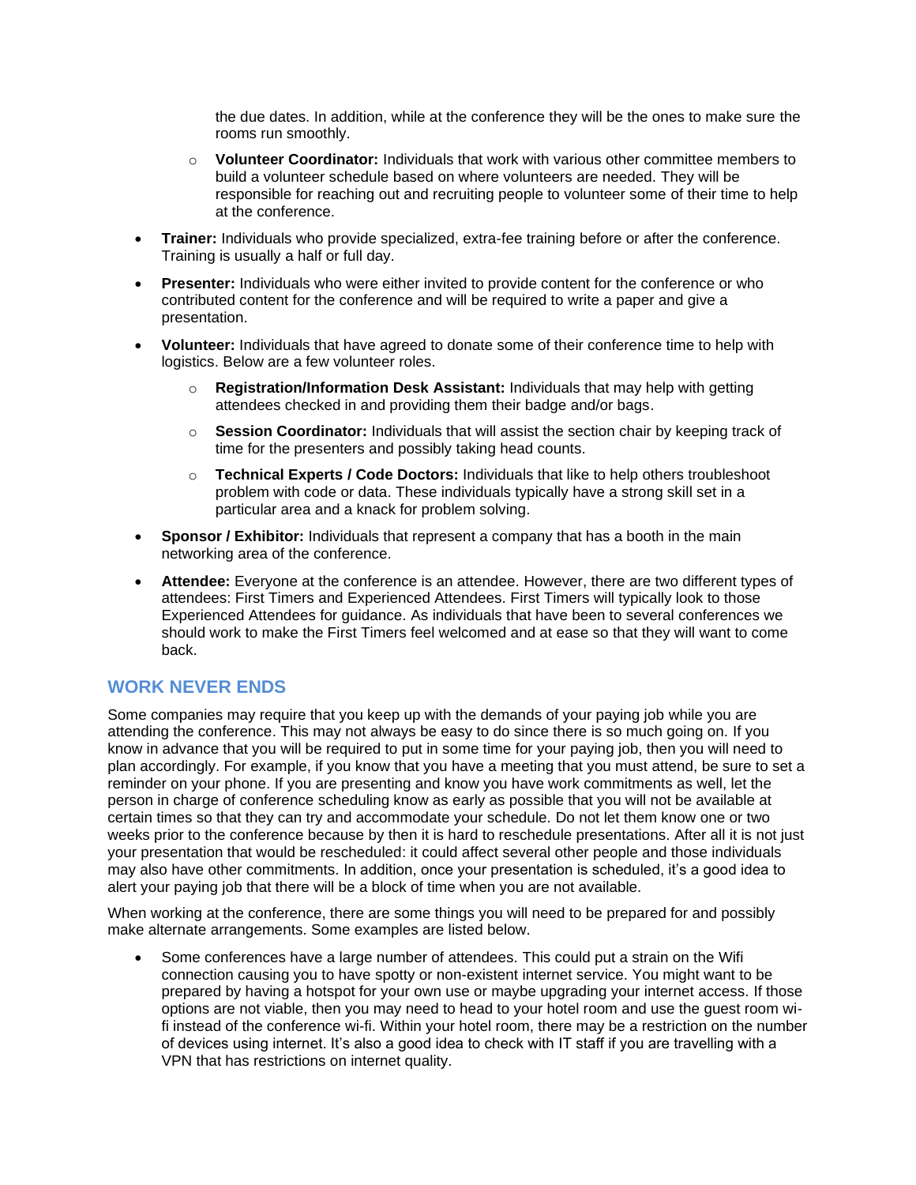the due dates. In addition, while at the conference they will be the ones to make sure the rooms run smoothly.

  - **Volunteer Coordinator:** Individuals that work with various other committee members to build a volunteer schedule based on where volunteers are needed. They will be responsible for reaching out and recruiting people to volunteer some of their time to help at the conference.

- **Trainer:** Individuals who provide specialized, extra-fee training before or after the conference. Training is usually a half or full day.

- **Presenter:** Individuals who were either invited to provide content for the conference or who contributed content for the conference and will be required to write a paper and give a presentation.

- **Volunteer:** Individuals that have agreed to donate some of their conference time to help with logistics. Below are a few volunteer roles.

  - **Registration/Information Desk Assistant:** Individuals that may help with getting attendees checked in and providing them their badge and/or bags.

  - **Session Coordinator:** Individuals that will assist the section chair by keeping track of time for the presenters and possibly taking head counts.

  - **Technical Experts / Code Doctors:** Individuals that like to help others troubleshoot problem with code or data. These individuals typically have a strong skill set in a particular area and a knack for problem solving.

- **Sponsor / Exhibitor:** Individuals that represent a company that has a booth in the main networking area of the conference.

- **Attendee:** Everyone at the conference is an attendee. However, there are two different types of attendees: First Timers and Experienced Attendees. First Timers will typically look to those Experienced Attendees for guidance. As individuals that have been to several conferences we should work to make the First Timers feel welcomed and at ease so that they will want to come back.

## WORK NEVER ENDS

Some companies may require that you keep up with the demands of your paying job while you are attending the conference. This may not always be easy to do since there is so much going on. If you know in advance that you will be required to put in some time for your paying job, then you will need to plan accordingly. For example, if you know that you have a meeting that you must attend, be sure to set a reminder on your phone. If you are presenting and know you have work commitments as well, let the person in charge of conference scheduling know as early as possible that you will not be available at certain times so that they can try and accommodate your schedule. Do not let them know one or two weeks prior to the conference because by then it is hard to reschedule presentations. After all it is not just your presentation that would be rescheduled: it could affect several other people and those individuals may also have other commitments. In addition, once your presentation is scheduled, it's a good idea to alert your paying job that there will be a block of time when you are not available.

When working at the conference, there are some things you will need to be prepared for and possibly make alternate arrangements. Some examples are listed below.

- Some conferences have a large number of attendees. This could put a strain on the Wifi connection causing you to have spotty or non-existent internet service. You might want to be prepared by having a hotspot for your own use or maybe upgrading your internet access. If those options are not viable, then you may need to head to your hotel room and use the guest room wi-fi instead of the conference wi-fi. Within your hotel room, there may be a restriction on the number of devices using internet. It's also a good idea to check with IT staff if you are travelling with a VPN that has restrictions on internet quality.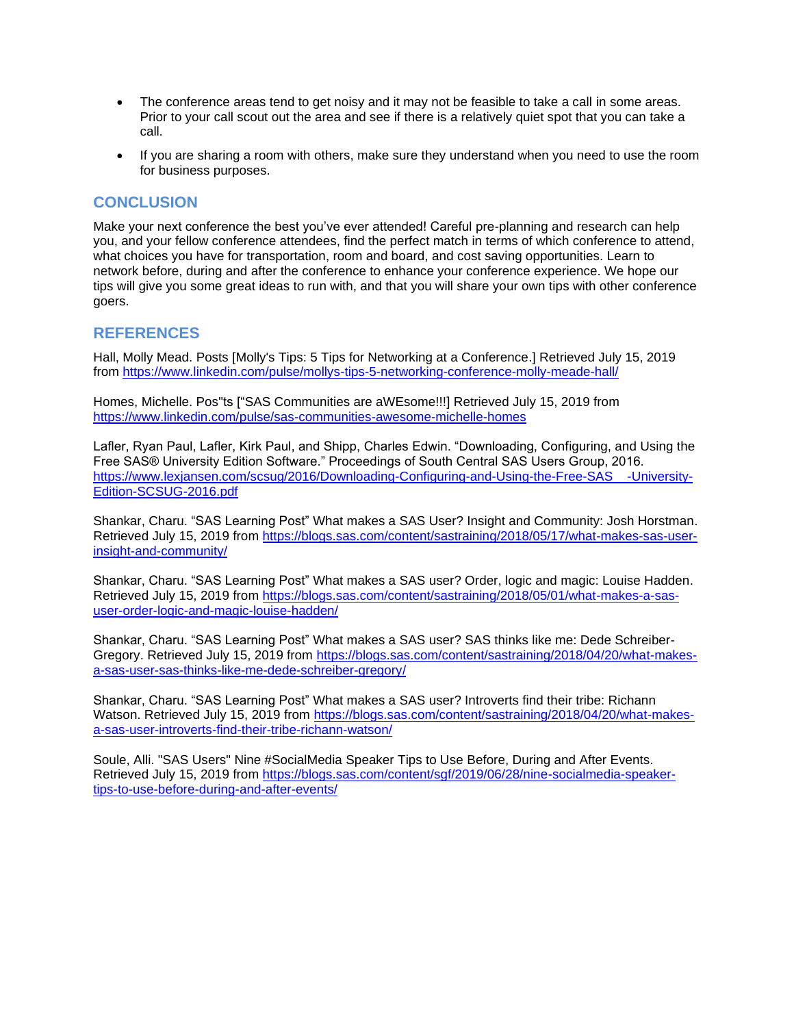- The conference areas tend to get noisy and it may not be feasible to take a call in some areas. Prior to your call scout out the area and see if there is a relatively quiet spot that you can take a call.
- If you are sharing a room with others, make sure they understand when you need to use the room for business purposes.

## CONCLUSION

Make your next conference the best you've ever attended! Careful pre-planning and research can help you, and your fellow conference attendees, find the perfect match in terms of which conference to attend, what choices you have for transportation, room and board, and cost saving opportunities. Learn to network before, during and after the conference to enhance your conference experience. We hope our tips will give you some great ideas to run with, and that you will share your own tips with other conference goers.

## REFERENCES

Hall, Molly Mead. Posts [Molly's Tips: 5 Tips for Networking at a Conference.] Retrieved July 15, 2019 from https://www.linkedin.com/pulse/mollys-tips-5-networking-conference-molly-meade-hall/

Homes, Michelle. Pos"ts ["SAS Communities are aWEsome!!!] Retrieved July 15, 2019 from https://www.linkedin.com/pulse/sas-communities-awesome-michelle-homes

Lafler, Ryan Paul, Lafler, Kirk Paul, and Shipp, Charles Edwin. "Downloading, Configuring, and Using the Free SAS® University Edition Software." Proceedings of South Central SAS Users Group, 2016. https://www.lexjansen.com/scsug/2016/Downloading-Configuring-and-Using-the-Free-SAS -University-Edition-SCSUG-2016.pdf

Shankar, Charu. "SAS Learning Post" What makes a SAS User? Insight and Community: Josh Horstman. Retrieved July 15, 2019 from https://blogs.sas.com/content/sastraining/2018/05/17/what-makes-sas-user-insight-and-community/

Shankar, Charu. "SAS Learning Post" What makes a SAS user? Order, logic and magic: Louise Hadden. Retrieved July 15, 2019 from https://blogs.sas.com/content/sastraining/2018/05/01/what-makes-a-sas-user-order-logic-and-magic-louise-hadden/

Shankar, Charu. "SAS Learning Post" What makes a SAS user? SAS thinks like me: Dede Schreiber-Gregory. Retrieved July 15, 2019 from https://blogs.sas.com/content/sastraining/2018/04/20/what-makes-a-sas-user-sas-thinks-like-me-dede-schreiber-gregory/

Shankar, Charu. "SAS Learning Post" What makes a SAS user? Introverts find their tribe: Richann Watson. Retrieved July 15, 2019 from https://blogs.sas.com/content/sastraining/2018/04/20/what-makes-a-sas-user-introverts-find-their-tribe-richann-watson/

Soule, Alli. "SAS Users" Nine #SocialMedia Speaker Tips to Use Before, During and After Events. Retrieved July 15, 2019 from https://blogs.sas.com/content/sgf/2019/06/28/nine-socialmedia-speaker-tips-to-use-before-during-and-after-events/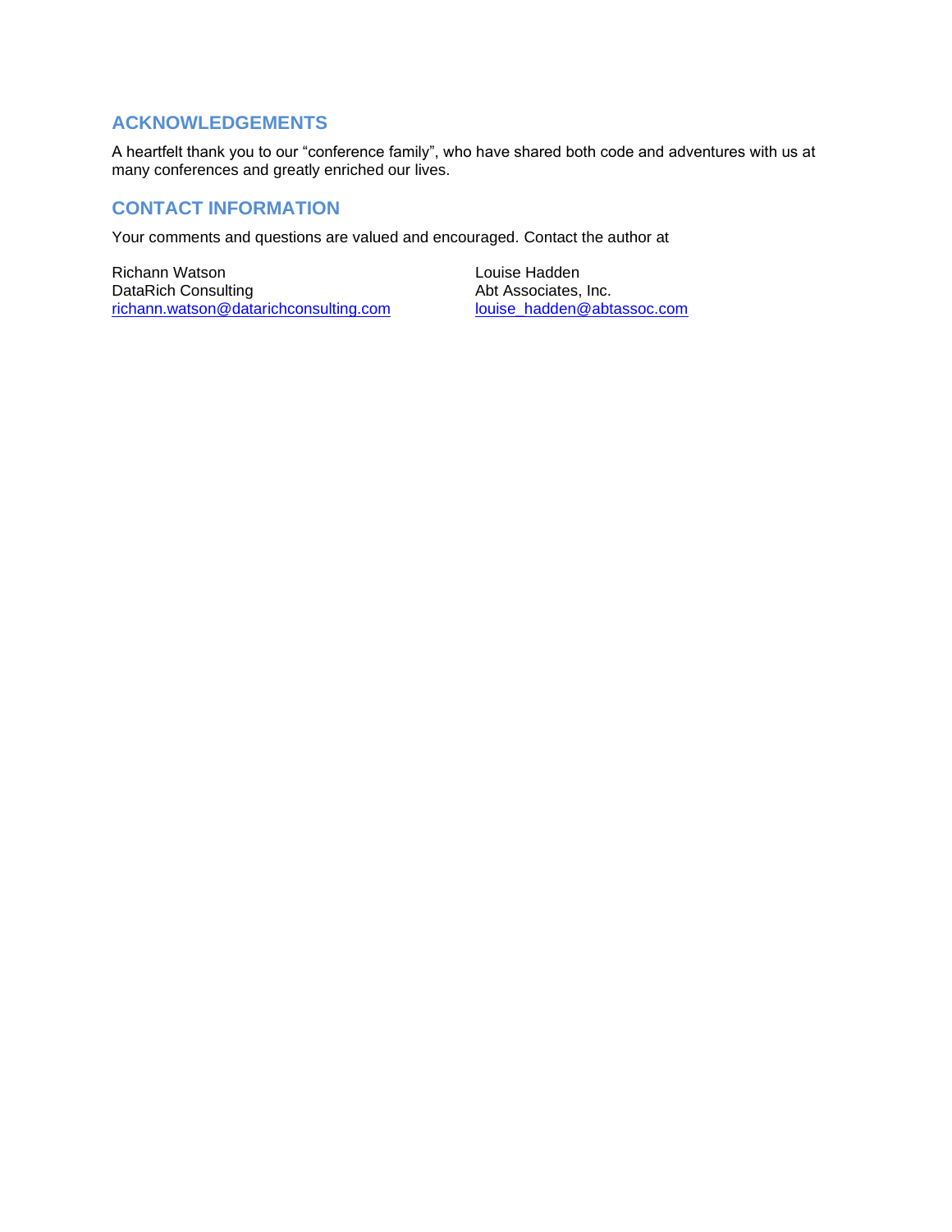## ACKNOWLEDGEMENTS

A heartfelt thank you to our "conference family", who have shared both code and adventures with us at many conferences and greatly enriched our lives.

## CONTACT INFORMATION

Your comments and questions are valued and encouraged. Contact the author at

Richann Watson
DataRich Consulting
richann.watson@datarichconsulting.com

Louise Hadden
Abt Associates, Inc.
louise_hadden@abtassoc.com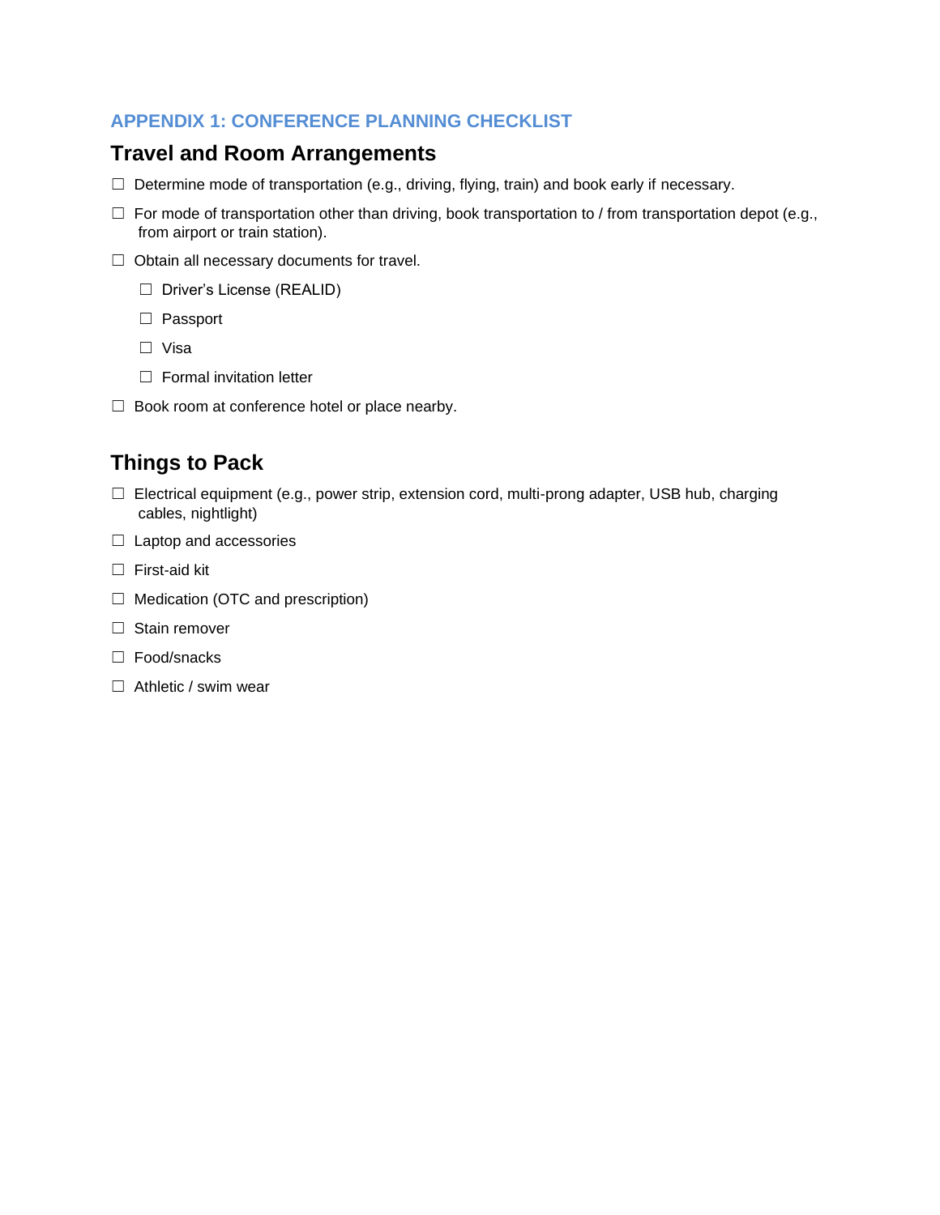## APPENDIX 1: CONFERENCE PLANNING CHECKLIST

### Travel and Room Arrangements

☐ Determine mode of transportation (e.g., driving, flying, train) and book early if necessary.

☐ For mode of transportation other than driving, book transportation to / from transportation depot (e.g., from airport or train station).

☐ Obtain all necessary documents for travel.

  ☐ Driver's License (REALID)

  ☐ Passport

  ☐ Visa

  ☐ Formal invitation letter

☐ Book room at conference hotel or place nearby.

### Things to Pack

☐ Electrical equipment (e.g., power strip, extension cord, multi-prong adapter, USB hub, charging cables, nightlight)

☐ Laptop and accessories

☐ First-aid kit

☐ Medication (OTC and prescription)

☐ Stain remover

☐ Food/snacks

☐ Athletic / swim wear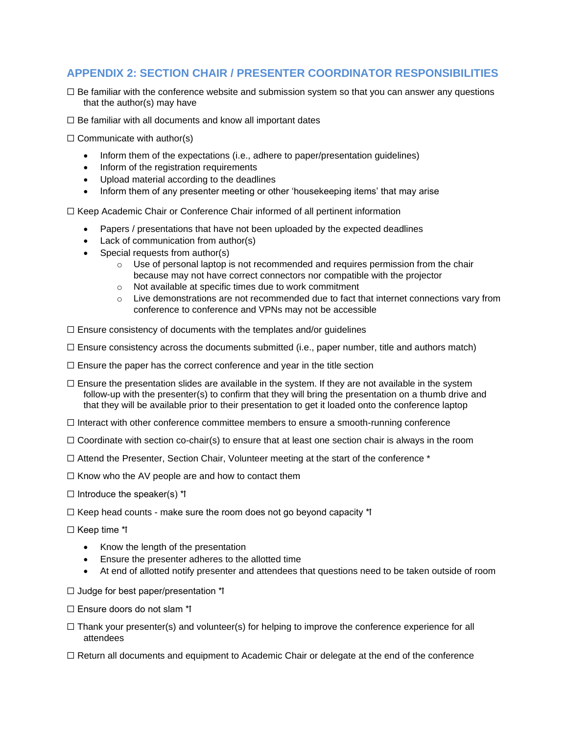## APPENDIX 2: SECTION CHAIR / PRESENTER COORDINATOR RESPONSIBILITIES

☐ Be familiar with the conference website and submission system so that you can answer any questions that the author(s) may have

☐ Be familiar with all documents and know all important dates

☐ Communicate with author(s)

- Inform them of the expectations (i.e., adhere to paper/presentation guidelines)
- Inform of the registration requirements
- Upload material according to the deadlines
- Inform them of any presenter meeting or other 'housekeeping items' that may arise

☐ Keep Academic Chair or Conference Chair informed of all pertinent information

- Papers / presentations that have not been uploaded by the expected deadlines
- Lack of communication from author(s)
- Special requests from author(s)
  - Use of personal laptop is not recommended and requires permission from the chair because may not have correct connectors nor compatible with the projector
  - Not available at specific times due to work commitment
  - Live demonstrations are not recommended due to fact that internet connections vary from conference to conference and VPNs may not be accessible

☐ Ensure consistency of documents with the templates and/or guidelines

☐ Ensure consistency across the documents submitted (i.e., paper number, title and authors match)

☐ Ensure the paper has the correct conference and year in the title section

☐ Ensure the presentation slides are available in the system. If they are not available in the system follow-up with the presenter(s) to confirm that they will bring the presentation on a thumb drive and that they will be available prior to their presentation to get it loaded onto the conference laptop

☐ Interact with other conference committee members to ensure a smooth-running conference

☐ Coordinate with section co-chair(s) to ensure that at least one section chair is always in the room

☐ Attend the Presenter, Section Chair, Volunteer meeting at the start of the conference *

☐ Know who the AV people are and how to contact them

☐ Introduce the speaker(s) *ꟷ

☐ Keep head counts - make sure the room does not go beyond capacity *ꟷ

☐ Keep time *ꟷ

- Know the length of the presentation
- Ensure the presenter adheres to the allotted time
- At end of allotted notify presenter and attendees that questions need to be taken outside of room

☐ Judge for best paper/presentation *ꟷ

☐ Ensure doors do not slam *ꟷ

☐ Thank your presenter(s) and volunteer(s) for helping to improve the conference experience for all attendees

☐ Return all documents and equipment to Academic Chair or delegate at the end of the conference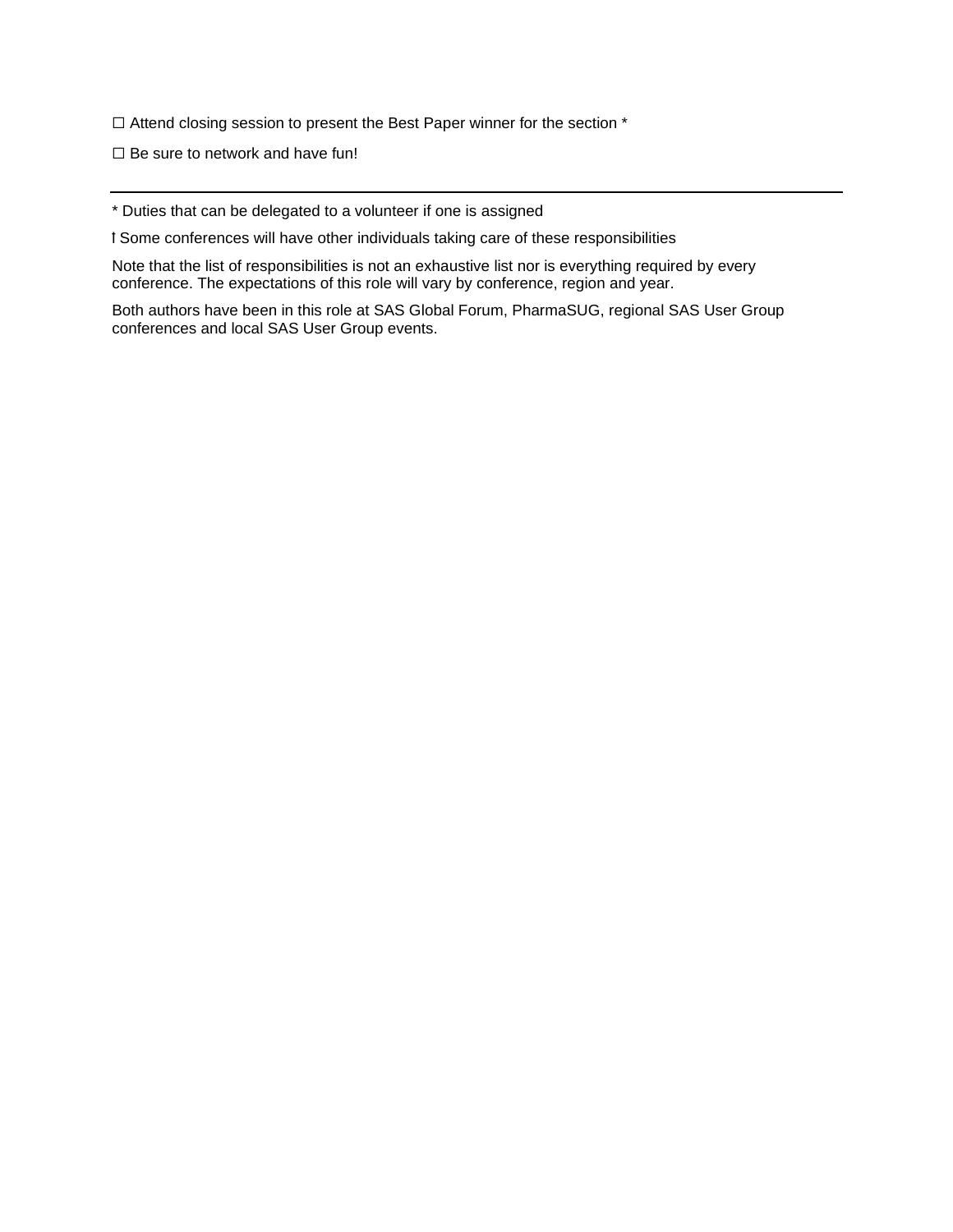☐ Attend closing session to present the Best Paper winner for the section *

☐ Be sure to network and have fun!

---

* Duties that can be delegated to a volunteer if one is assigned

ⁱ Some conferences will have other individuals taking care of these responsibilities

Note that the list of responsibilities is not an exhaustive list nor is everything required by every conference. The expectations of this role will vary by conference, region and year.

Both authors have been in this role at SAS Global Forum, PharmaSUG, regional SAS User Group conferences and local SAS User Group events.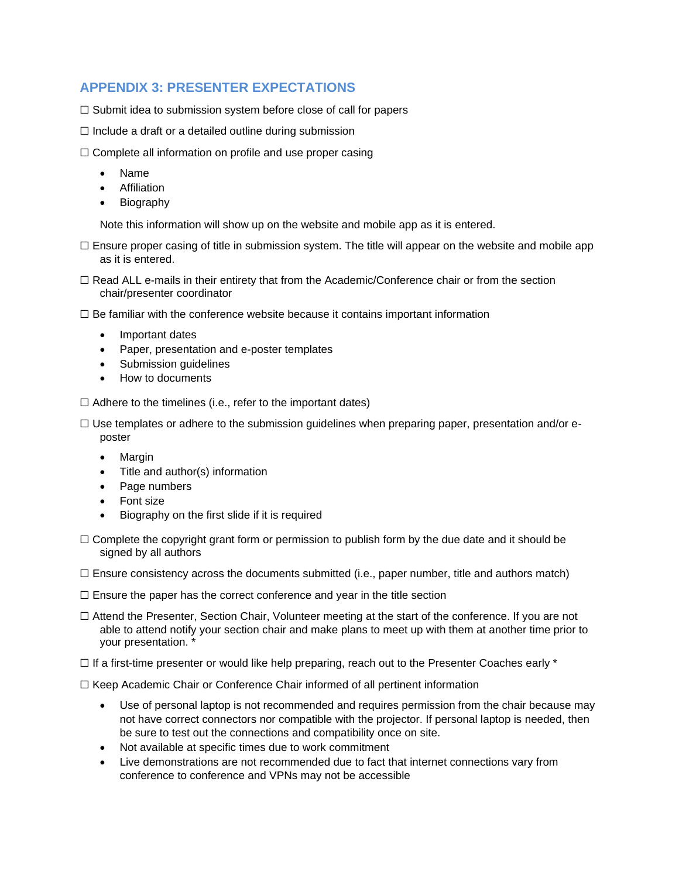## APPENDIX 3: PRESENTER EXPECTATIONS

☐ Submit idea to submission system before close of call for papers

☐ Include a draft or a detailed outline during submission

☐ Complete all information on profile and use proper casing

- Name
- Affiliation
- Biography

Note this information will show up on the website and mobile app as it is entered.

☐ Ensure proper casing of title in submission system. The title will appear on the website and mobile app as it is entered.

☐ Read ALL e-mails in their entirety that from the Academic/Conference chair or from the section chair/presenter coordinator

☐ Be familiar with the conference website because it contains important information

- Important dates
- Paper, presentation and e-poster templates
- Submission guidelines
- How to documents

☐ Adhere to the timelines (i.e., refer to the important dates)

☐ Use templates or adhere to the submission guidelines when preparing paper, presentation and/or e-poster

- Margin
- Title and author(s) information
- Page numbers
- Font size
- Biography on the first slide if it is required

☐ Complete the copyright grant form or permission to publish form by the due date and it should be signed by all authors

☐ Ensure consistency across the documents submitted (i.e., paper number, title and authors match)

☐ Ensure the paper has the correct conference and year in the title section

☐ Attend the Presenter, Section Chair, Volunteer meeting at the start of the conference. If you are not able to attend notify your section chair and make plans to meet up with them at another time prior to your presentation. *

☐ If a first-time presenter or would like help preparing, reach out to the Presenter Coaches early *

☐ Keep Academic Chair or Conference Chair informed of all pertinent information

- Use of personal laptop is not recommended and requires permission from the chair because may not have correct connectors nor compatible with the projector. If personal laptop is needed, then be sure to test out the connections and compatibility once on site.
- Not available at specific times due to work commitment
- Live demonstrations are not recommended due to fact that internet connections vary from conference to conference and VPNs may not be accessible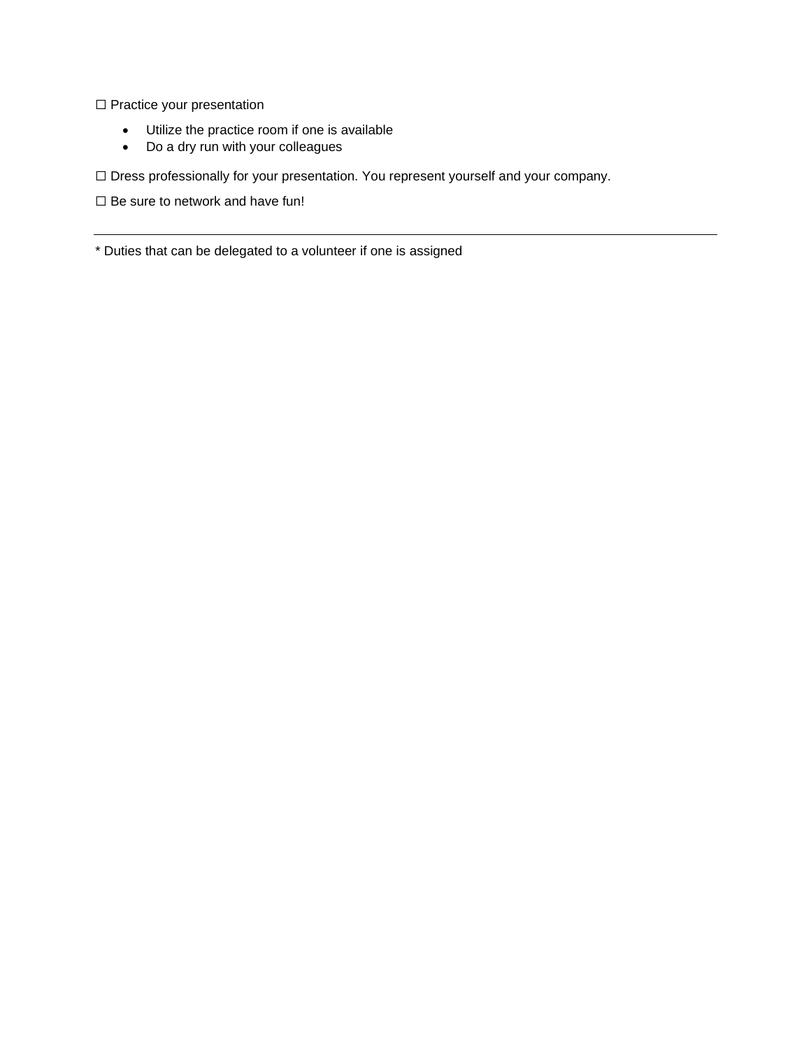☐ Practice your presentation

- Utilize the practice room if one is available
- Do a dry run with your colleagues

☐ Dress professionally for your presentation. You represent yourself and your company.

☐ Be sure to network and have fun!

---

* Duties that can be delegated to a volunteer if one is assigned